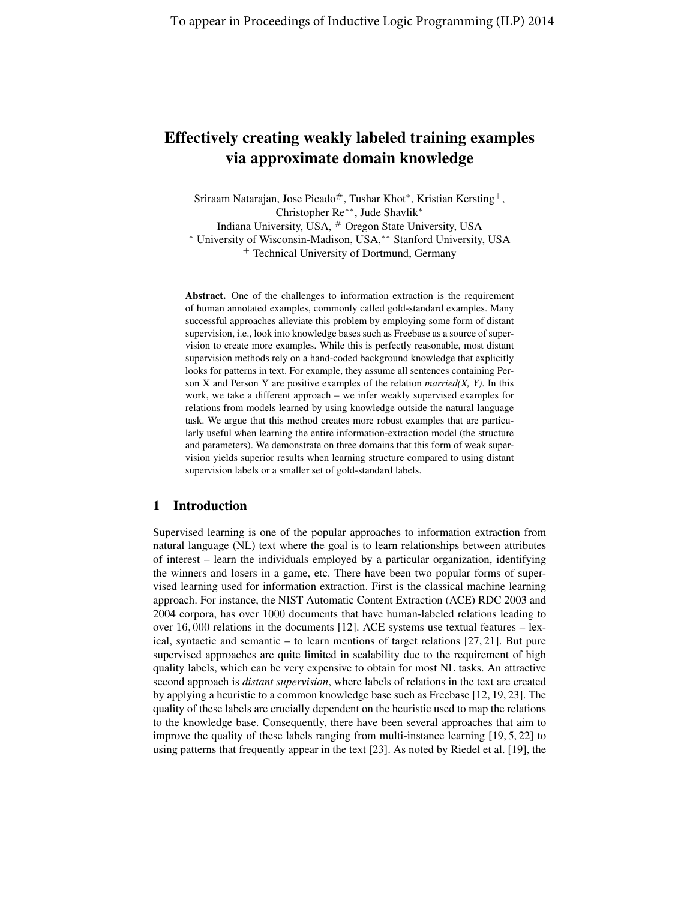To appear in Proceedings of Inductive Logic Programming (ILP) 2014

# Effectively creating weakly labeled training examples via approximate domain knowledge

Sriraam Natarajan, Jose Picado[#], Tushar Khot[*], Kristian Kersting[+], Christopher Re[**], Jude Shavlik[*]
Indiana University, USA, [#] Oregon State University, USA
[*] University of Wisconsin-Madison, USA,[**] Stanford University, USA
[+] Technical University of Dortmund, Germany

**Abstract.** One of the challenges to information extraction is the requirement of human annotated examples, commonly called gold-standard examples. Many successful approaches alleviate this problem by employing some form of distant supervision, i.e., look into knowledge bases such as Freebase as a source of supervision to create more examples. While this is perfectly reasonable, most distant supervision methods rely on a hand-coded background knowledge that explicitly looks for patterns in text. For example, they assume all sentences containing Person X and Person Y are positive examples of the relation *married(X, Y)*. In this work, we take a different approach – we infer weakly supervised examples for relations from models learned by using knowledge outside the natural language task. We argue that this method creates more robust examples that are particularly useful when learning the entire information-extraction model (the structure and parameters). We demonstrate on three domains that this form of weak supervision yields superior results when learning structure compared to using distant supervision labels or a smaller set of gold-standard labels.

## 1 Introduction

Supervised learning is one of the popular approaches to information extraction from natural language (NL) text where the goal is to learn relationships between attributes of interest – learn the individuals employed by a particular organization, identifying the winners and losers in a game, etc. There have been two popular forms of supervised learning used for information extraction. First is the classical machine learning approach. For instance, the NIST Automatic Content Extraction (ACE) RDC 2003 and 2004 corpora, has over $1000$ documents that have human-labeled relations leading to over $16,000$ relations in the documents [12]. ACE systems use textual features – lexical, syntactic and semantic – to learn mentions of target relations [27, 21]. But pure supervised approaches are quite limited in scalability due to the requirement of high quality labels, which can be very expensive to obtain for most NL tasks. An attractive second approach is *distant supervision*, where labels of relations in the text are created by applying a heuristic to a common knowledge base such as Freebase [12, 19, 23]. The quality of these labels are crucially dependent on the heuristic used to map the relations to the knowledge base. Consequently, there have been several approaches that aim to improve the quality of these labels ranging from multi-instance learning [19, 5, 22] to using patterns that frequently appear in the text [23]. As noted by Riedel et al. [19], the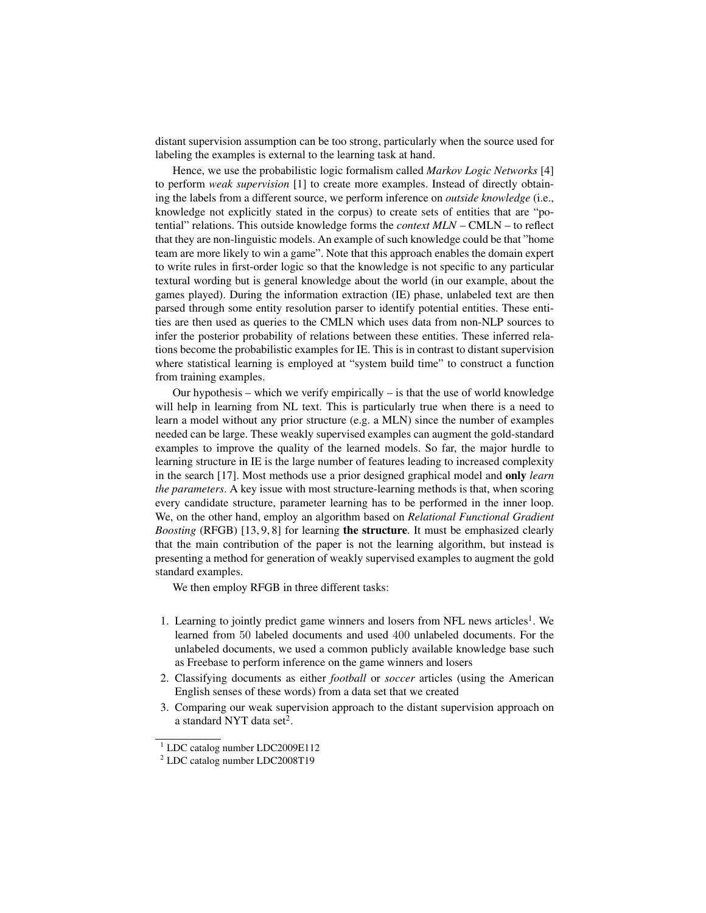distant supervision assumption can be too strong, particularly when the source used for labeling the examples is external to the learning task at hand.

Hence, we use the probabilistic logic formalism called *Markov Logic Networks* [4] to perform *weak supervision* [1] to create more examples. Instead of directly obtaining the labels from a different source, we perform inference on *outside knowledge* (i.e., knowledge not explicitly stated in the corpus) to create sets of entities that are "potential" relations. This outside knowledge forms the *context MLN* – CMLN – to reflect that they are non-linguistic models. An example of such knowledge could be that "home team are more likely to win a game". Note that this approach enables the domain expert to write rules in first-order logic so that the knowledge is not specific to any particular textural wording but is general knowledge about the world (in our example, about the games played). During the information extraction (IE) phase, unlabeled text are then parsed through some entity resolution parser to identify potential entities. These entities are then used as queries to the CMLN which uses data from non-NLP sources to infer the posterior probability of relations between these entities. These inferred relations become the probabilistic examples for IE. This is in contrast to distant supervision where statistical learning is employed at "system build time" to construct a function from training examples.

Our hypothesis – which we verify empirically – is that the use of world knowledge will help in learning from NL text. This is particularly true when there is a need to learn a model without any prior structure (e.g. a MLN) since the number of examples needed can be large. These weakly supervised examples can augment the gold-standard examples to improve the quality of the learned models. So far, the major hurdle to learning structure in IE is the large number of features leading to increased complexity in the search [17]. Most methods use a prior designed graphical model and **only** *learn the parameters*. A key issue with most structure-learning methods is that, when scoring every candidate structure, parameter learning has to be performed in the inner loop. We, on the other hand, employ an algorithm based on *Relational Functional Gradient Boosting* (RFGB) [13, 9, 8] for learning **the structure**. It must be emphasized clearly that the main contribution of the paper is not the learning algorithm, but instead is presenting a method for generation of weakly supervised examples to augment the gold standard examples.

We then employ RFGB in three different tasks:

1. Learning to jointly predict game winners and losers from NFL news articles[1]. We learned from 50 labeled documents and used 400 unlabeled documents. For the unlabeled documents, we used a common publicly available knowledge base such as Freebase to perform inference on the game winners and losers
2. Classifying documents as either *football* or *soccer* articles (using the American English senses of these words) from a data set that we created
3. Comparing our weak supervision approach to the distant supervision approach on a standard NYT data set[2].

[1] LDC catalog number LDC2009E112

[2] LDC catalog number LDC2008T19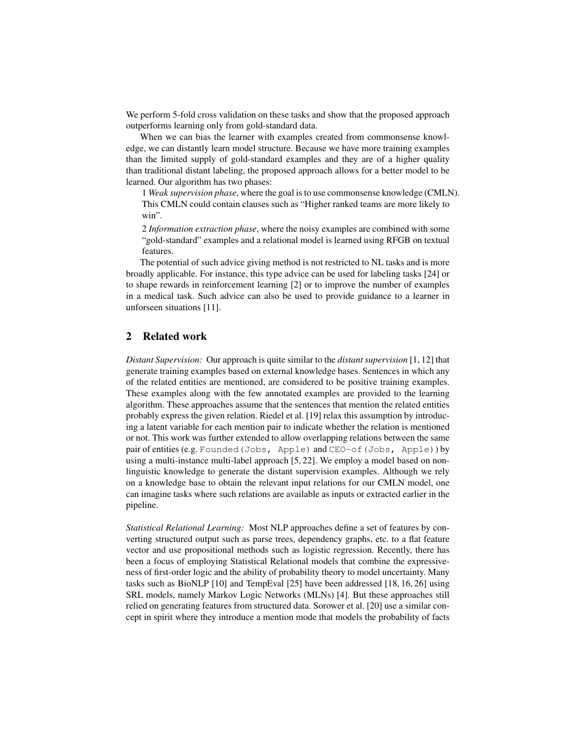We perform 5-fold cross validation on these tasks and show that the proposed approach outperforms learning only from gold-standard data.

When we can bias the learner with examples created from commonsense knowledge, we can distantly learn model structure. Because we have more training examples than the limited supply of gold-standard examples and they are of a higher quality than traditional distant labeling, the proposed approach allows for a better model to be learned. Our algorithm has two phases:

1 *Weak supervision phase*, where the goal is to use commonsense knowledge (CMLN). This CMLN could contain clauses such as "Higher ranked teams are more likely to win".

2 *Information extraction phase*, where the noisy examples are combined with some "gold-standard" examples and a relational model is learned using RFGB on textual features.

The potential of such advice giving method is not restricted to NL tasks and is more broadly applicable. For instance, this type advice can be used for labeling tasks [24] or to shape rewards in reinforcement learning [2] or to improve the number of examples in a medical task. Such advice can also be used to provide guidance to a learner in unforseen situations [11].

## 2 Related work

*Distant Supervision:* Our approach is quite similar to the *distant supervision* [1, 12] that generate training examples based on external knowledge bases. Sentences in which any of the related entities are mentioned, are considered to be positive training examples. These examples along with the few annotated examples are provided to the learning algorithm. These approaches assume that the sentences that mention the related entities probably express the given relation. Riedel et al. [19] relax this assumption by introducing a latent variable for each mention pair to indicate whether the relation is mentioned or not. This work was further extended to allow overlapping relations between the same pair of entities (e.g. `Founded(Jobs, Apple)` and `CEO-of(Jobs, Apple)`) by using a multi-instance multi-label approach [5, 22]. We employ a model based on non-linguistic knowledge to generate the distant supervision examples. Although we rely on a knowledge base to obtain the relevant input relations for our CMLN model, one can imagine tasks where such relations are available as inputs or extracted earlier in the pipeline.

*Statistical Relational Learning:* Most NLP approaches define a set of features by converting structured output such as parse trees, dependency graphs, etc. to a flat feature vector and use propositional methods such as logistic regression. Recently, there has been a focus of employing Statistical Relational models that combine the expressiveness of first-order logic and the ability of probability theory to model uncertainty. Many tasks such as BioNLP [10] and TempEval [25] have been addressed [18, 16, 26] using SRL models, namely Markov Logic Networks (MLNs) [4]. But these approaches still relied on generating features from structured data. Sorower et al. [20] use a similar concept in spirit where they introduce a mention mode that models the probability of facts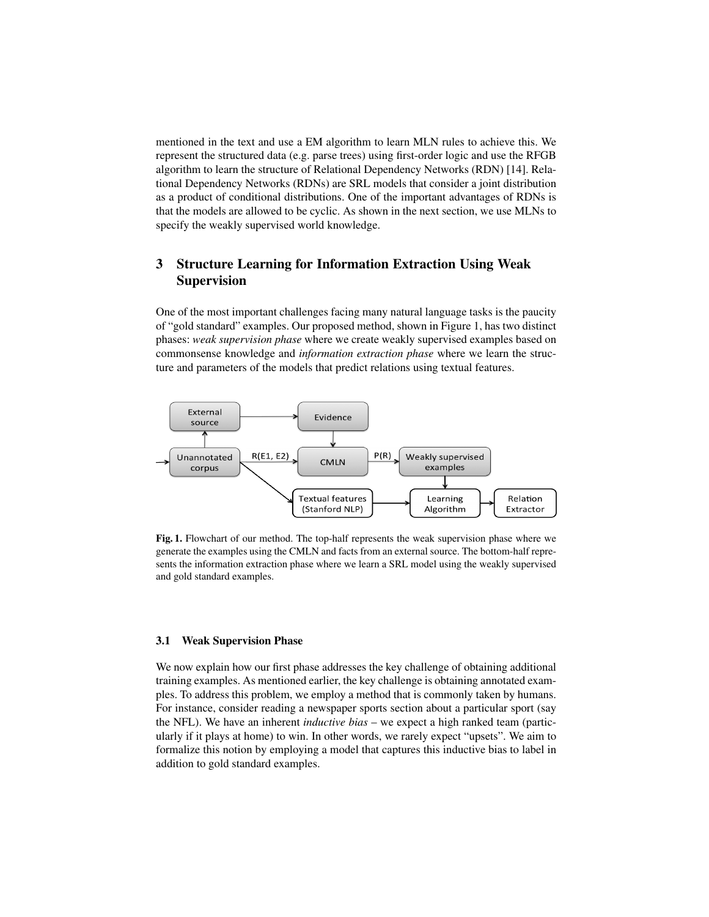mentioned in the text and use a EM algorithm to learn MLN rules to achieve this. We represent the structured data (e.g. parse trees) using first-order logic and use the RFGB algorithm to learn the structure of Relational Dependency Networks (RDN) [14]. Relational Dependency Networks (RDNs) are SRL models that consider a joint distribution as a product of conditional distributions. One of the important advantages of RDNs is that the models are allowed to be cyclic. As shown in the next section, we use MLNs to specify the weakly supervised world knowledge.

## 3 Structure Learning for Information Extraction Using Weak Supervision

One of the most important challenges facing many natural language tasks is the paucity of "gold standard" examples. Our proposed method, shown in Figure 1, has two distinct phases: *weak supervision phase* where we create weakly supervised examples based on commonsense knowledge and *information extraction phase* where we learn the structure and parameters of the models that predict relations using textual features.

**Fig. 1.** Flowchart of our method. The top-half represents the weak supervision phase where we generate the examples using the CMLN and facts from an external source. The bottom-half represents the information extraction phase where we learn a SRL model using the weakly supervised and gold standard examples.

### 3.1 Weak Supervision Phase

We now explain how our first phase addresses the key challenge of obtaining additional training examples. As mentioned earlier, the key challenge is obtaining annotated examples. To address this problem, we employ a method that is commonly taken by humans. For instance, consider reading a newspaper sports section about a particular sport (say the NFL). We have an inherent *inductive bias* – we expect a high ranked team (particularly if it plays at home) to win. In other words, we rarely expect "upsets". We aim to formalize this notion by employing a model that captures this inductive bias to label in addition to gold standard examples.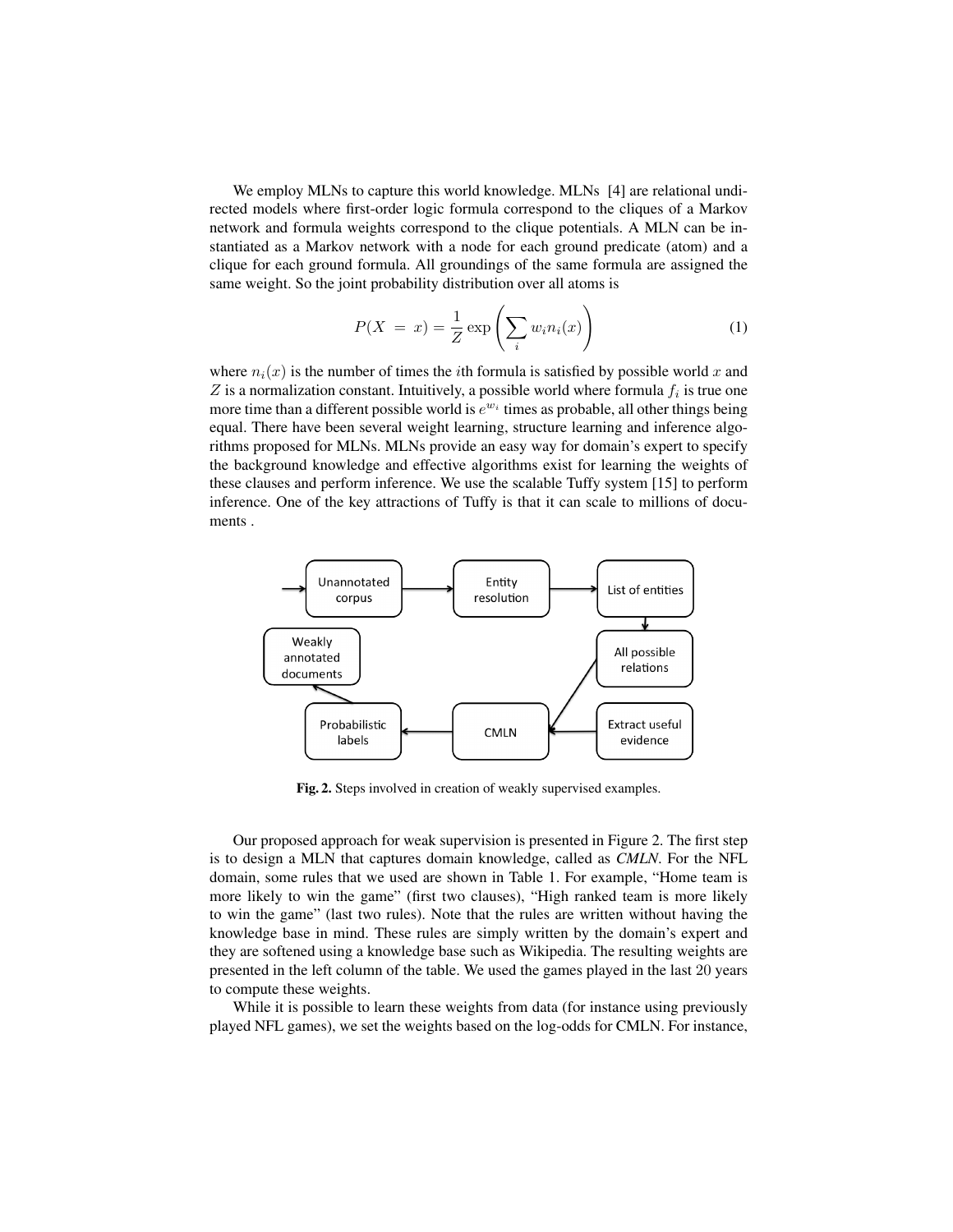We employ MLNs to capture this world knowledge. MLNs [4] are relational undirected models where first-order logic formula correspond to the cliques of a Markov network and formula weights correspond to the clique potentials. A MLN can be instantiated as a Markov network with a node for each ground predicate (atom) and a clique for each ground formula. All groundings of the same formula are assigned the same weight. So the joint probability distribution over all atoms is

$$P(X = x) = \frac{1}{Z} \exp\left(\sum_i w_i n_i(x)\right) \tag{1}$$

where $n_i(x)$ is the number of times the $i$th formula is satisfied by possible world $x$ and $Z$ is a normalization constant. Intuitively, a possible world where formula $f_i$ is true one more time than a different possible world is $e^{w_i}$ times as probable, all other things being equal. There have been several weight learning, structure learning and inference algorithms proposed for MLNs. MLNs provide an easy way for domain's expert to specify the background knowledge and effective algorithms exist for learning the weights of these clauses and perform inference. We use the scalable Tuffy system [15] to perform inference. One of the key attractions of Tuffy is that it can scale to millions of documents .

**Fig. 2.** Steps involved in creation of weakly supervised examples.

Our proposed approach for weak supervision is presented in Figure 2. The first step is to design a MLN that captures domain knowledge, called as *CMLN*. For the NFL domain, some rules that we used are shown in Table 1. For example, "Home team is more likely to win the game" (first two clauses), "High ranked team is more likely to win the game" (last two rules). Note that the rules are written without having the knowledge base in mind. These rules are simply written by the domain's expert and they are softened using a knowledge base such as Wikipedia. The resulting weights are presented in the left column of the table. We used the games played in the last 20 years to compute these weights.

While it is possible to learn these weights from data (for instance using previously played NFL games), we set the weights based on the log-odds for CMLN. For instance,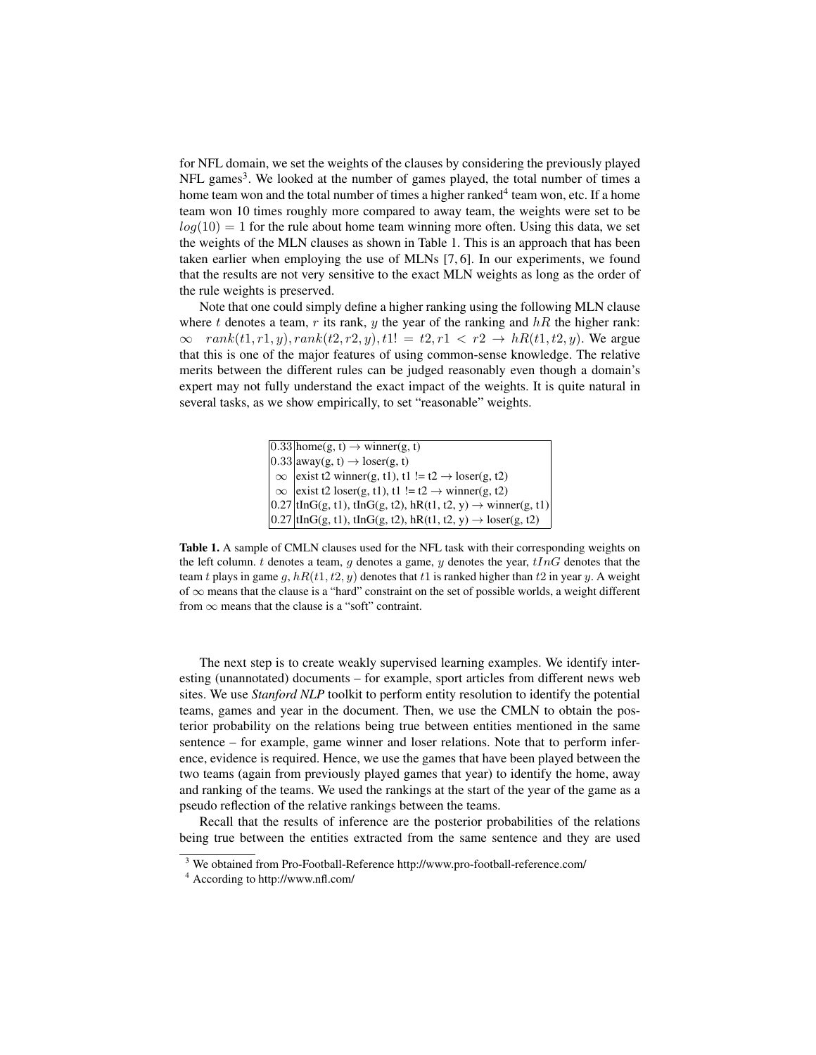for NFL domain, we set the weights of the clauses by considering the previously played NFL games[3]. We looked at the number of games played, the total number of times a home team won and the total number of times a higher ranked[4] team won, etc. If a home team won 10 times roughly more compared to away team, the weights were set to be $log(10) = 1$ for the rule about home team winning more often. Using this data, we set the weights of the MLN clauses as shown in Table 1. This is an approach that has been taken earlier when employing the use of MLNs [7, 6]. In our experiments, we found that the results are not very sensitive to the exact MLN weights as long as the order of the rule weights is preserved.

Note that one could simply define a higher ranking using the following MLN clause where $t$ denotes a team, $r$ its rank, $y$ the year of the ranking and $hR$ the higher rank: $\infty \quad rank(t1, r1, y), rank(t2, r2, y), t1! = t2, r1 < r2 \rightarrow hR(t1, t2, y)$. We argue that this is one of the major features of using common-sense knowledge. The relative merits between the different rules can be judged reasonably even though a domain's expert may not fully understand the exact impact of the weights. It is quite natural in several tasks, as we show empirically, to set "reasonable" weights.

| | |
|---|---|
| 0.33 | home(g, t) → winner(g, t) |
| 0.33 | away(g, t) → loser(g, t) |
| $\infty$ | exist t2 winner(g, t1), t1 != t2 → loser(g, t2) |
| $\infty$ | exist t2 loser(g, t1), t1 != t2 → winner(g, t2) |
| 0.27 | tInG(g, t1), tInG(g, t2), hR(t1, t2, y) → winner(g, t1) |
| 0.27 | tInG(g, t1), tInG(g, t2), hR(t1, t2, y) → loser(g, t2) |

**Table 1.** A sample of CMLN clauses used for the NFL task with their corresponding weights on the left column. $t$ denotes a team, $g$ denotes a game, $y$ denotes the year, $tInG$ denotes that the team $t$ plays in game $g$, $hR(t1, t2, y)$ denotes that $t1$ is ranked higher than $t2$ in year $y$. A weight of $\infty$ means that the clause is a "hard" constraint on the set of possible worlds, a weight different from $\infty$ means that the clause is a "soft" contraint.

The next step is to create weakly supervised learning examples. We identify interesting (unannotated) documents – for example, sport articles from different news web sites. We use *Stanford NLP* toolkit to perform entity resolution to identify the potential teams, games and year in the document. Then, we use the CMLN to obtain the posterior probability on the relations being true between entities mentioned in the same sentence – for example, game winner and loser relations. Note that to perform inference, evidence is required. Hence, we use the games that have been played between the two teams (again from previously played games that year) to identify the home, away and ranking of the teams. We used the rankings at the start of the year of the game as a pseudo reflection of the relative rankings between the teams.

Recall that the results of inference are the posterior probabilities of the relations being true between the entities extracted from the same sentence and they are used

[3] We obtained from Pro-Football-Reference http://www.pro-football-reference.com/

[4] According to http://www.nfl.com/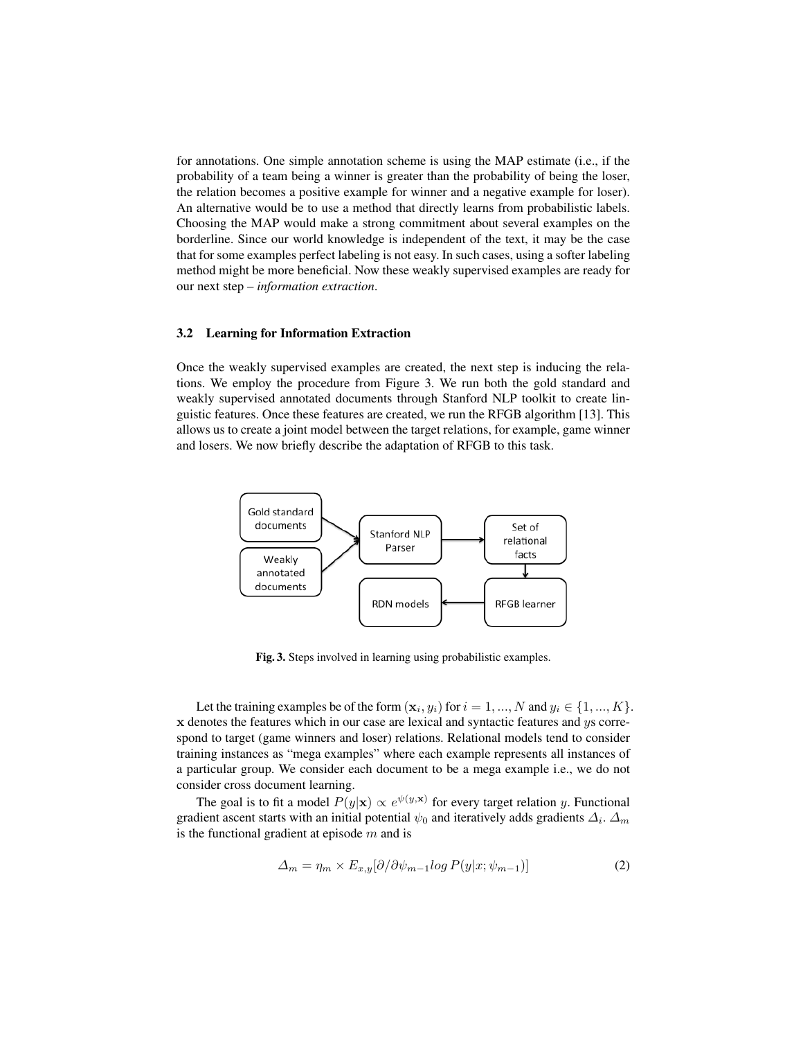for annotations. One simple annotation scheme is using the MAP estimate (i.e., if the probability of a team being a winner is greater than the probability of being the loser, the relation becomes a positive example for winner and a negative example for loser). An alternative would be to use a method that directly learns from probabilistic labels. Choosing the MAP would make a strong commitment about several examples on the borderline. Since our world knowledge is independent of the text, it may be the case that for some examples perfect labeling is not easy. In such cases, using a softer labeling method might be more beneficial. Now these weakly supervised examples are ready for our next step – *information extraction*.

### 3.2 Learning for Information Extraction

Once the weakly supervised examples are created, the next step is inducing the relations. We employ the procedure from Figure 3. We run both the gold standard and weakly supervised annotated documents through Stanford NLP toolkit to create linguistic features. Once these features are created, we run the RFGB algorithm [13]. This allows us to create a joint model between the target relations, for example, game winner and losers. We now briefly describe the adaptation of RFGB to this task.

Gold standard documents → Stanford NLP Parser
Weakly annotated documents → Stanford NLP Parser
Stanford NLP Parser → Set of relational facts → RFGB learner → RDN models

**Fig. 3.** Steps involved in learning using probabilistic examples.

Let the training examples be of the form $(\mathbf{x}_i, y_i)$ for $i = 1, ..., N$ and $y_i \in \{1, ..., K\}$. $\mathbf{x}$ denotes the features which in our case are lexical and syntactic features and $y$s correspond to target (game winners and loser) relations. Relational models tend to consider training instances as "mega examples" where each example represents all instances of a particular group. We consider each document to be a mega example i.e., we do not consider cross document learning.

The goal is to fit a model $P(y|\mathbf{x}) \propto e^{\psi(y,\mathbf{x})}$ for every target relation $y$. Functional gradient ascent starts with an initial potential $\psi_0$ and iteratively adds gradients $\Delta_i$. $\Delta_m$ is the functional gradient at episode $m$ and is

$$\Delta_m = \eta_m \times E_{x,y}[\partial/\partial\psi_{m-1} log\, P(y|x; \psi_{m-1})] \quad (2)$$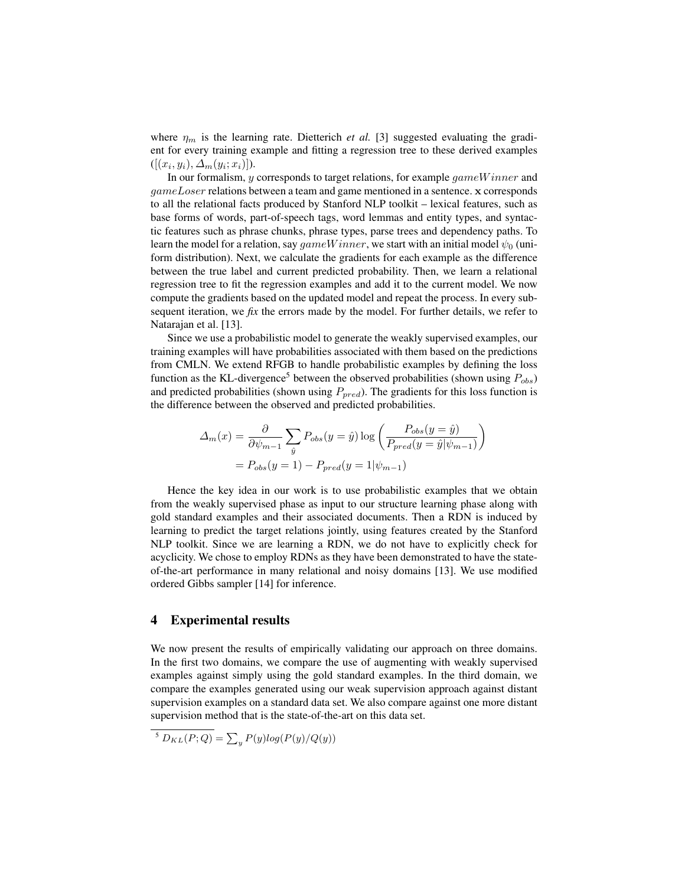where $\eta_m$ is the learning rate. Dietterich *et al.* [3] suggested evaluating the gradient for every training example and fitting a regression tree to these derived examples $([(x_i, y_i), \Delta_m(y_i; x_i)])$.

In our formalism, $y$ corresponds to target relations, for example $gameWinner$ and $gameLoser$ relations between a team and game mentioned in a sentence. $\mathbf{x}$ corresponds to all the relational facts produced by Stanford NLP toolkit – lexical features, such as base forms of words, part-of-speech tags, word lemmas and entity types, and syntactic features such as phrase chunks, phrase types, parse trees and dependency paths. To learn the model for a relation, say $gameWinner$, we start with an initial model $\psi_0$ (uniform distribution). Next, we calculate the gradients for each example as the difference between the true label and current predicted probability. Then, we learn a relational regression tree to fit the regression examples and add it to the current model. We now compute the gradients based on the updated model and repeat the process. In every subsequent iteration, we *fix* the errors made by the model. For further details, we refer to Natarajan et al. [13].

Since we use a probabilistic model to generate the weakly supervised examples, our training examples will have probabilities associated with them based on the predictions from CMLN. We extend RFGB to handle probabilistic examples by defining the loss function as the KL-divergence[5] between the observed probabilities (shown using $P_{obs}$) and predicted probabilities (shown using $P_{pred}$). The gradients for this loss function is the difference between the observed and predicted probabilities.

$$
\begin{aligned}
\Delta_m(x) &= \frac{\partial}{\partial \psi_{m-1}} \sum_{\hat{y}} P_{obs}(y = \hat{y}) \log \left( \frac{P_{obs}(y = \hat{y})}{P_{pred}(y = \hat{y} | \psi_{m-1})} \right) \\
&= P_{obs}(y = 1) - P_{pred}(y = 1 | \psi_{m-1})
\end{aligned}
$$

Hence the key idea in our work is to use probabilistic examples that we obtain from the weakly supervised phase as input to our structure learning phase along with gold standard examples and their associated documents. Then a RDN is induced by learning to predict the target relations jointly, using features created by the Stanford NLP toolkit. Since we are learning a RDN, we do not have to explicitly check for acyclicity. We chose to employ RDNs as they have been demonstrated to have the state-of-the-art performance in many relational and noisy domains [13]. We use modified ordered Gibbs sampler [14] for inference.

## 4 Experimental results

We now present the results of empirically validating our approach on three domains. In the first two domains, we compare the use of augmenting with weakly supervised examples against simply using the gold standard examples. In the third domain, we compare the examples generated using our weak supervision approach against distant supervision examples on a standard data set. We also compare against one more distant supervision method that is the state-of-the-art on this data set.

[5] $D_{KL}(P;Q) = \sum_y P(y) log(P(y)/Q(y))$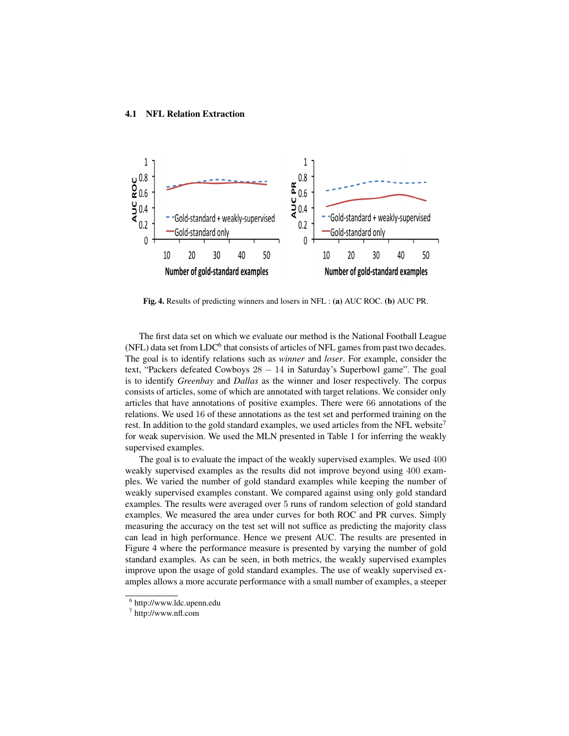### 4.1 NFL Relation Extraction

Fig. 4. Results of predicting winners and losers in NFL : **(a)** AUC ROC. **(b)** AUC PR.

The first data set on which we evaluate our method is the National Football League (NFL) data set from LDC[6] that consists of articles of NFL games from past two decades. The goal is to identify relations such as *winner* and *loser*. For example, consider the text, "Packers defeated Cowboys $28 - 14$ in Saturday's Superbowl game". The goal is to identify *Greenbay* and *Dallas* as the winner and loser respectively. The corpus consists of articles, some of which are annotated with target relations. We consider only articles that have annotations of positive examples. There were 66 annotations of the relations. We used 16 of these annotations as the test set and performed training on the rest. In addition to the gold standard examples, we used articles from the NFL website[7] for weak supervision. We used the MLN presented in Table 1 for inferring the weakly supervised examples.

The goal is to evaluate the impact of the weakly supervised examples. We used 400 weakly supervised examples as the results did not improve beyond using 400 examples. We varied the number of gold standard examples while keeping the number of weakly supervised examples constant. We compared against using only gold standard examples. The results were averaged over 5 runs of random selection of gold standard examples. We measured the area under curves for both ROC and PR curves. Simply measuring the accuracy on the test set will not suffice as predicting the majority class can lead in high performance. Hence we present AUC. The results are presented in Figure 4 where the performance measure is presented by varying the number of gold standard examples. As can be seen, in both metrics, the weakly supervised examples improve upon the usage of gold standard examples. The use of weakly supervised examples allows a more accurate performance with a small number of examples, a steeper

[6] http://www.ldc.upenn.edu

[7] http://www.nfl.com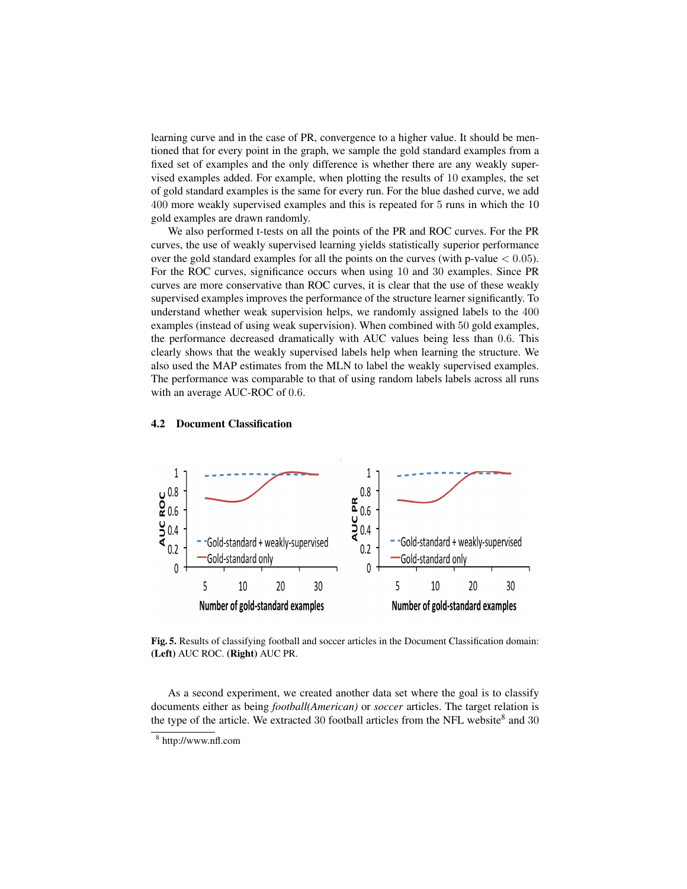learning curve and in the case of PR, convergence to a higher value. It should be mentioned that for every point in the graph, we sample the gold standard examples from a fixed set of examples and the only difference is whether there are any weakly supervised examples added. For example, when plotting the results of 10 examples, the set of gold standard examples is the same for every run. For the blue dashed curve, we add 400 more weakly supervised examples and this is repeated for 5 runs in which the 10 gold examples are drawn randomly.

We also performed t-tests on all the points of the PR and ROC curves. For the PR curves, the use of weakly supervised learning yields statistically superior performance over the gold standard examples for all the points on the curves (with p-value $< 0.05$). For the ROC curves, significance occurs when using 10 and 30 examples. Since PR curves are more conservative than ROC curves, it is clear that the use of these weakly supervised examples improves the performance of the structure learner significantly. To understand whether weak supervision helps, we randomly assigned labels to the 400 examples (instead of using weak supervision). When combined with 50 gold examples, the performance decreased dramatically with AUC values being less than 0.6. This clearly shows that the weakly supervised labels help when learning the structure. We also used the MAP estimates from the MLN to label the weakly supervised examples. The performance was comparable to that of using random labels labels across all runs with an average AUC-ROC of 0.6.

### 4.2 Document Classification

**Fig. 5.** Results of classifying football and soccer articles in the Document Classification domain: **(Left)** AUC ROC. **(Right)** AUC PR.

As a second experiment, we created another data set where the goal is to classify documents either as being *football(American)* or *soccer* articles. The target relation is the type of the article. We extracted 30 football articles from the NFL website[8] and 30

[8] http://www.nfl.com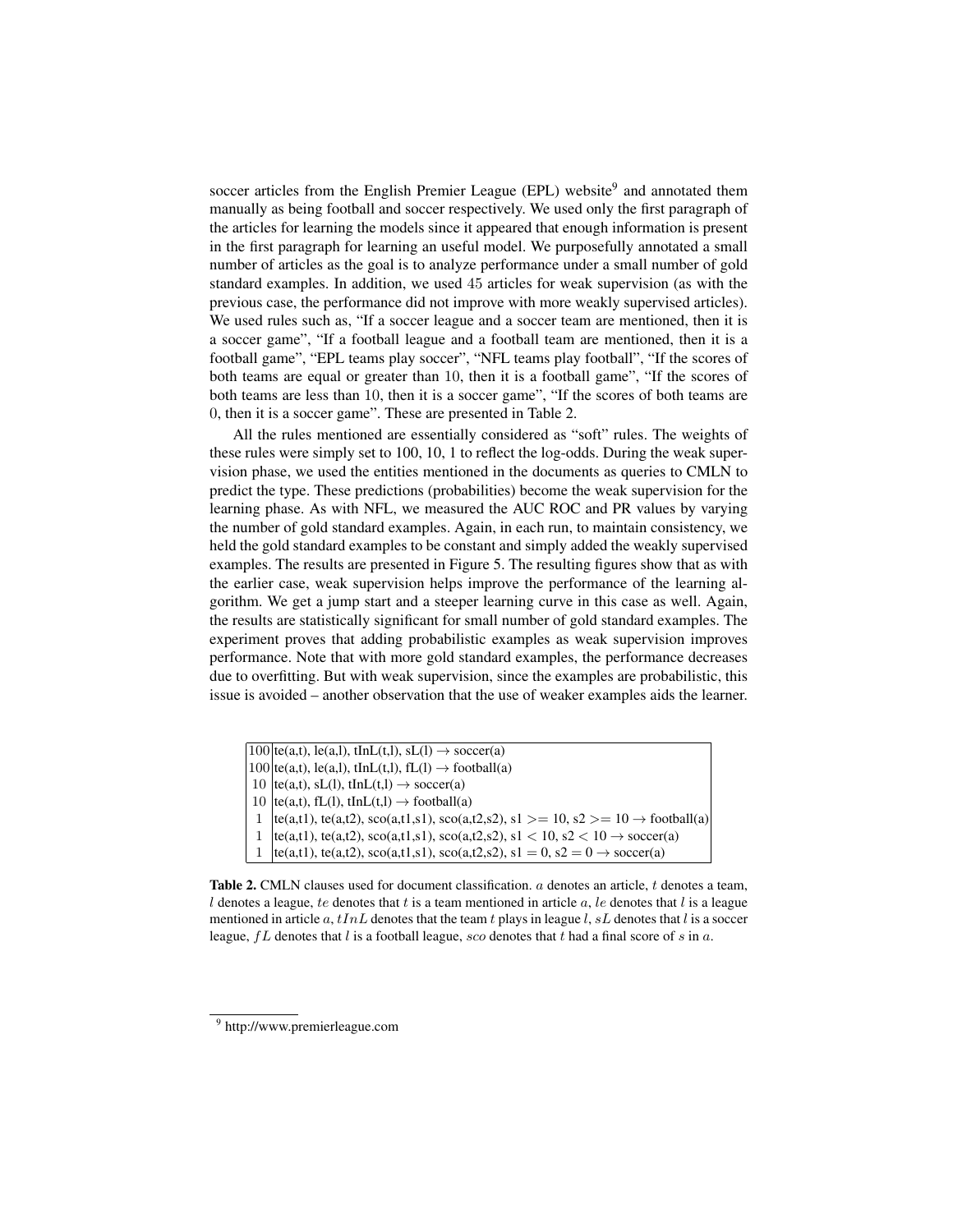soccer articles from the English Premier League (EPL) website[9] and annotated them manually as being football and soccer respectively. We used only the first paragraph of the articles for learning the models since it appeared that enough information is present in the first paragraph for learning an useful model. We purposefully annotated a small number of articles as the goal is to analyze performance under a small number of gold standard examples. In addition, we used 45 articles for weak supervision (as with the previous case, the performance did not improve with more weakly supervised articles). We used rules such as, "If a soccer league and a soccer team are mentioned, then it is a soccer game", "If a football league and a football team are mentioned, then it is a football game", "EPL teams play soccer", "NFL teams play football", "If the scores of both teams are equal or greater than 10, then it is a football game", "If the scores of both teams are less than 10, then it is a soccer game", "If the scores of both teams are 0, then it is a soccer game". These are presented in Table 2.

All the rules mentioned are essentially considered as "soft" rules. The weights of these rules were simply set to 100, 10, 1 to reflect the log-odds. During the weak supervision phase, we used the entities mentioned in the documents as queries to CMLN to predict the type. These predictions (probabilities) become the weak supervision for the learning phase. As with NFL, we measured the AUC ROC and PR values by varying the number of gold standard examples. Again, in each run, to maintain consistency, we held the gold standard examples to be constant and simply added the weakly supervised examples. The results are presented in Figure 5. The resulting figures show that as with the earlier case, weak supervision helps improve the performance of the learning algorithm. We get a jump start and a steeper learning curve in this case as well. Again, the results are statistically significant for small number of gold standard examples. The experiment proves that adding probabilistic examples as weak supervision improves performance. Note that with more gold standard examples, the performance decreases due to overfitting. But with weak supervision, since the examples are probabilistic, this issue is avoided – another observation that the use of weaker examples aids the learner.

| Weight | Clause |
|---|---|
| 100 | te(a,t), le(a,l), tInL(t,l), sL(l) $\rightarrow$ soccer(a) |
| 100 | te(a,t), le(a,l), tInL(t,l), fL(l) $\rightarrow$ football(a) |
| 10 | te(a,t), sL(l), tInL(t,l) $\rightarrow$ soccer(a) |
| 10 | te(a,t), fL(l), tInL(t,l) $\rightarrow$ football(a) |
| 1 | te(a,t1), te(a,t2), sco(a,t1,s1), sco(a,t2,s2), s1 $>=$ 10, s2 $>=$ 10 $\rightarrow$ football(a) |
| 1 | te(a,t1), te(a,t2), sco(a,t1,s1), sco(a,t2,s2), s1 $<$ 10, s2 $<$ 10 $\rightarrow$ soccer(a) |
| 1 | te(a,t1), te(a,t2), sco(a,t1,s1), sco(a,t2,s2), s1 = 0, s2 = 0 $\rightarrow$ soccer(a) |

**Table 2.** CMLN clauses used for document classification. $a$ denotes an article, $t$ denotes a team, $l$ denotes a league, $te$ denotes that $t$ is a team mentioned in article $a$, $le$ denotes that $l$ is a league mentioned in article $a$, $tInL$ denotes that the team $t$ plays in league $l$, $sL$ denotes that $l$ is a soccer league, $fL$ denotes that $l$ is a football league, $sco$ denotes that $t$ had a final score of $s$ in $a$.

[9] http://www.premierleague.com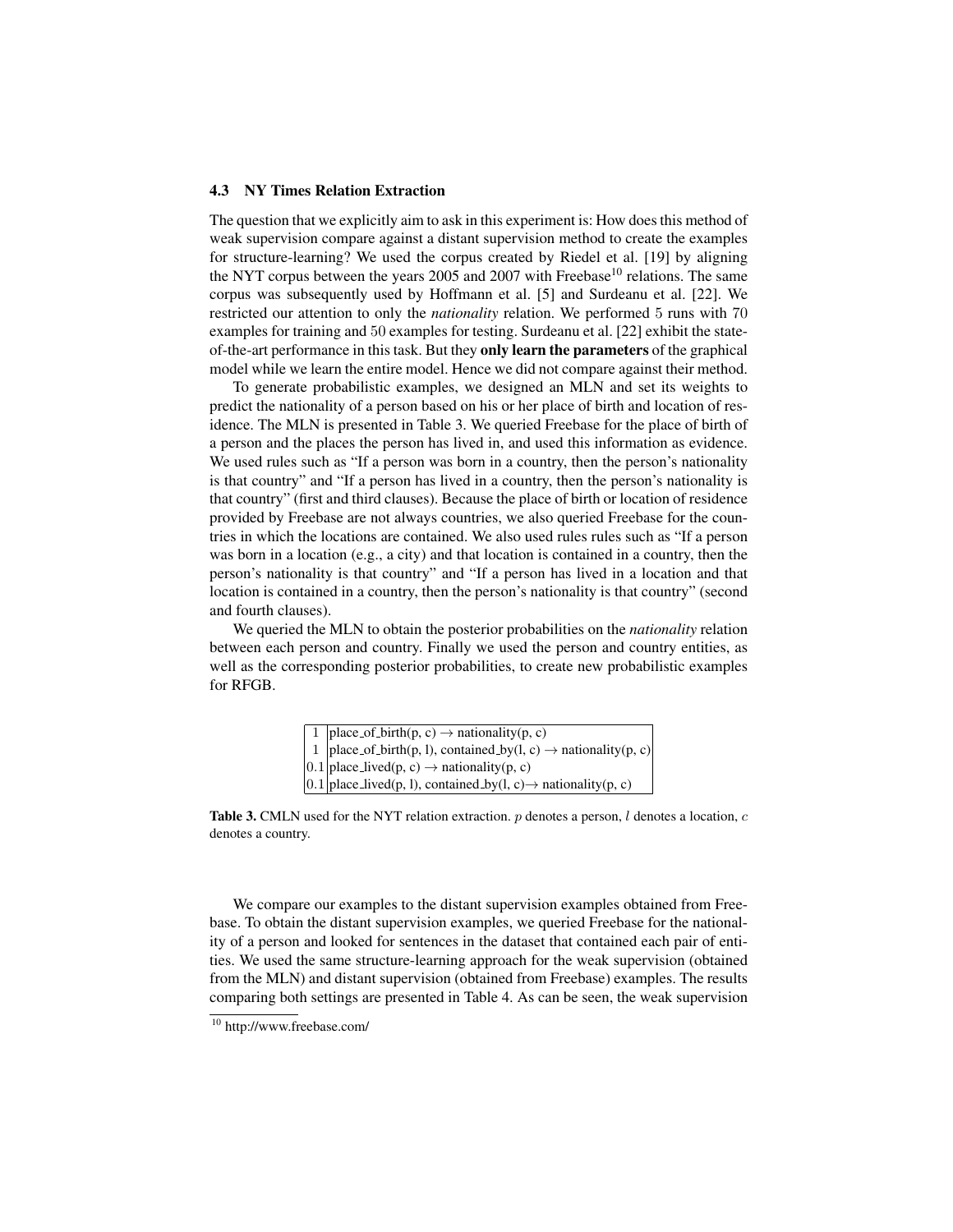### 4.3 NY Times Relation Extraction

The question that we explicitly aim to ask in this experiment is: How does this method of weak supervision compare against a distant supervision method to create the examples for structure-learning? We used the corpus created by Riedel et al. [19] by aligning the NYT corpus between the years 2005 and 2007 with Freebase[10] relations. The same corpus was subsequently used by Hoffmann et al. [5] and Surdeanu et al. [22]. We restricted our attention to only the *nationality* relation. We performed 5 runs with 70 examples for training and 50 examples for testing. Surdeanu et al. [22] exhibit the state-of-the-art performance in this task. But they **only learn the parameters** of the graphical model while we learn the entire model. Hence we did not compare against their method.

To generate probabilistic examples, we designed an MLN and set its weights to predict the nationality of a person based on his or her place of birth and location of residence. The MLN is presented in Table 3. We queried Freebase for the place of birth of a person and the places the person has lived in, and used this information as evidence. We used rules such as "If a person was born in a country, then the person's nationality is that country" and "If a person has lived in a country, then the person's nationality is that country" (first and third clauses). Because the place of birth or location of residence provided by Freebase are not always countries, we also queried Freebase for the countries in which the locations are contained. We also used rules rules such as "If a person was born in a location (e.g., a city) and that location is contained in a country, then the person's nationality is that country" and "If a person has lived in a location and that location is contained in a country, then the person's nationality is that country" (second and fourth clauses).

We queried the MLN to obtain the posterior probabilities on the *nationality* relation between each person and country. Finally we used the person and country entities, as well as the corresponding posterior probabilities, to create new probabilistic examples for RFGB.

| | |
|---|---|
| 1 | place_of_birth(p, c) $\rightarrow$ nationality(p, c) |
| 1 | place_of_birth(p, l), contained_by(l, c) $\rightarrow$ nationality(p, c) |
| 0.1 | place_lived(p, c) $\rightarrow$ nationality(p, c) |
| 0.1 | place_lived(p, l), contained_by(l, c) $\rightarrow$ nationality(p, c) |

**Table 3.** CMLN used for the NYT relation extraction. $p$ denotes a person, $l$ denotes a location, $c$ denotes a country.

We compare our examples to the distant supervision examples obtained from Freebase. To obtain the distant supervision examples, we queried Freebase for the nationality of a person and looked for sentences in the dataset that contained each pair of entities. We used the same structure-learning approach for the weak supervision (obtained from the MLN) and distant supervision (obtained from Freebase) examples. The results comparing both settings are presented in Table 4. As can be seen, the weak supervision

[10] http://www.freebase.com/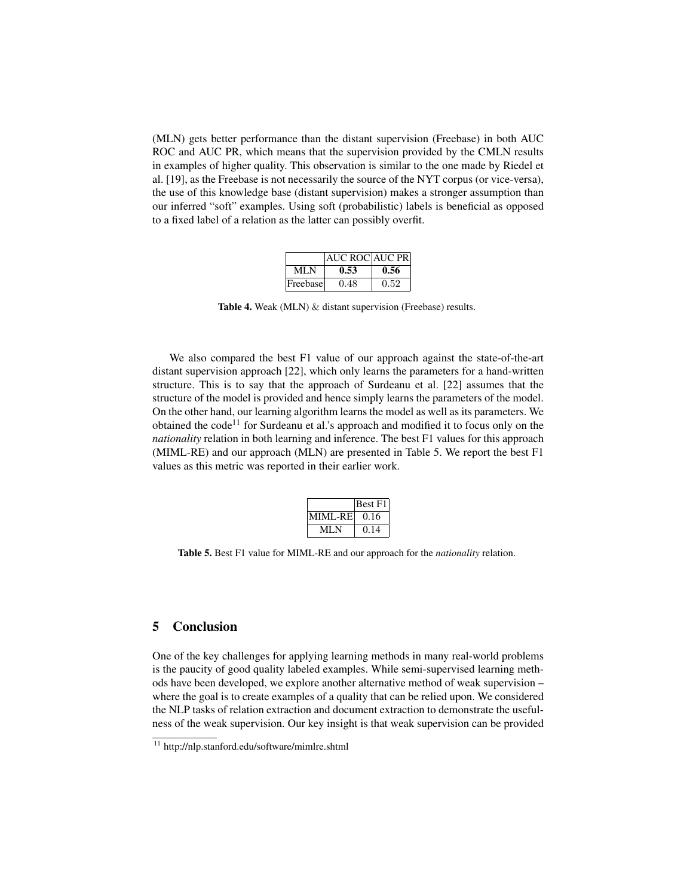(MLN) gets better performance than the distant supervision (Freebase) in both AUC ROC and AUC PR, which means that the supervision provided by the CMLN results in examples of higher quality. This observation is similar to the one made by Riedel et al. [19], as the Freebase is not necessarily the source of the NYT corpus (or vice-versa), the use of this knowledge base (distant supervision) makes a stronger assumption than our inferred "soft" examples. Using soft (probabilistic) labels is beneficial as opposed to a fixed label of a relation as the latter can possibly overfit.

| | AUC ROC | AUC PR |
|---|---|---|
| MLN | **0.53** | **0.56** |
| Freebase | 0.48 | 0.52 |

**Table 4.** Weak (MLN) & distant supervision (Freebase) results.

We also compared the best F1 value of our approach against the state-of-the-art distant supervision approach [22], which only learns the parameters for a hand-written structure. This is to say that the approach of Surdeanu et al. [22] assumes that the structure of the model is provided and hence simply learns the parameters of the model. On the other hand, our learning algorithm learns the model as well as its parameters. We obtained the code[11] for Surdeanu et al.'s approach and modified it to focus only on the *nationality* relation in both learning and inference. The best F1 values for this approach (MIML-RE) and our approach (MLN) are presented in Table 5. We report the best F1 values as this metric was reported in their earlier work.

| | Best F1 |
|---|---|
| MIML-RE | 0.16 |
| MLN | 0.14 |

**Table 5.** Best F1 value for MIML-RE and our approach for the *nationality* relation.

## 5 Conclusion

One of the key challenges for applying learning methods in many real-world problems is the paucity of good quality labeled examples. While semi-supervised learning methods have been developed, we explore another alternative method of weak supervision – where the goal is to create examples of a quality that can be relied upon. We considered the NLP tasks of relation extraction and document extraction to demonstrate the usefulness of the weak supervision. Our key insight is that weak supervision can be provided

[11] http://nlp.stanford.edu/software/mimlre.shtml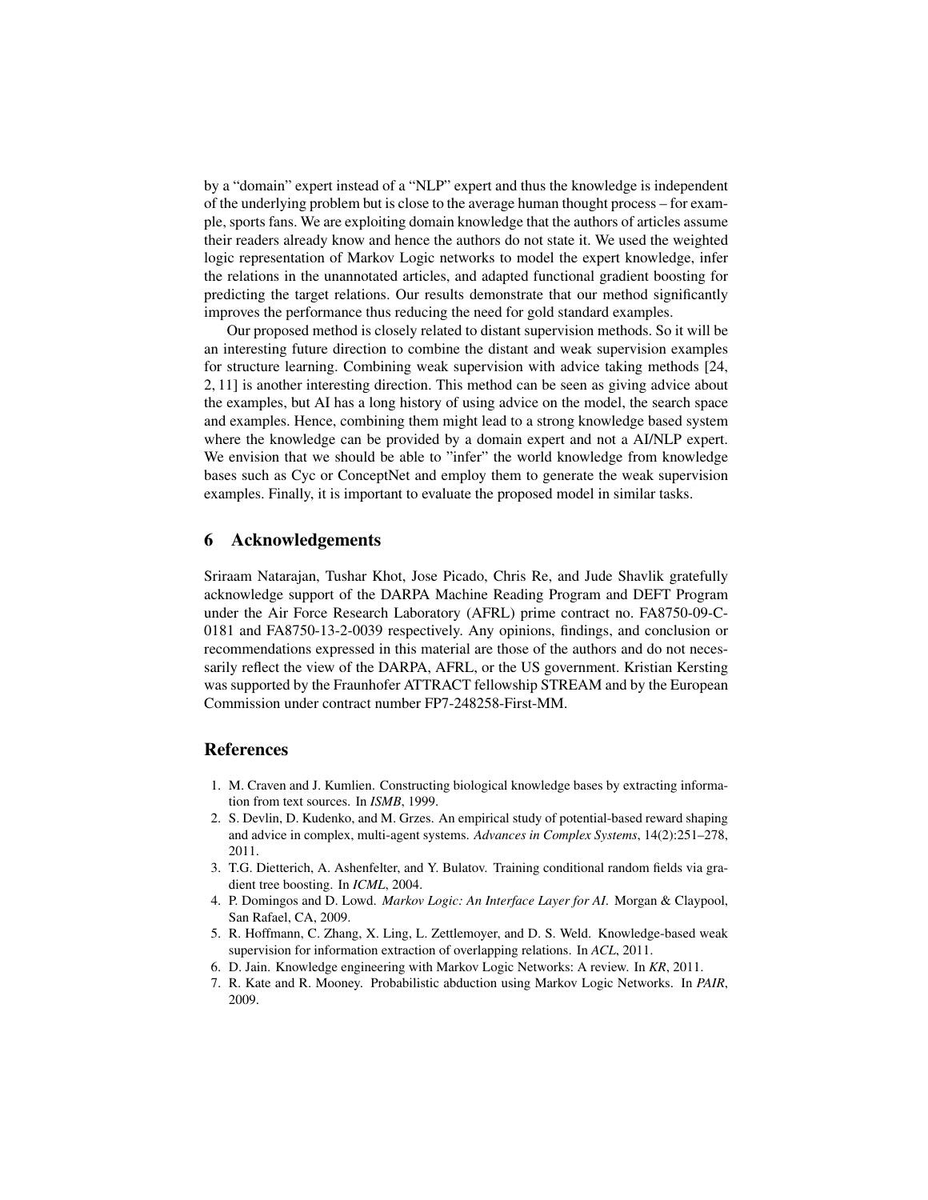by a "domain" expert instead of a "NLP" expert and thus the knowledge is independent of the underlying problem but is close to the average human thought process – for example, sports fans. We are exploiting domain knowledge that the authors of articles assume their readers already know and hence the authors do not state it. We used the weighted logic representation of Markov Logic networks to model the expert knowledge, infer the relations in the unannotated articles, and adapted functional gradient boosting for predicting the target relations. Our results demonstrate that our method significantly improves the performance thus reducing the need for gold standard examples.

Our proposed method is closely related to distant supervision methods. So it will be an interesting future direction to combine the distant and weak supervision examples for structure learning. Combining weak supervision with advice taking methods [24, 2, 11] is another interesting direction. This method can be seen as giving advice about the examples, but AI has a long history of using advice on the model, the search space and examples. Hence, combining them might lead to a strong knowledge based system where the knowledge can be provided by a domain expert and not a AI/NLP expert. We envision that we should be able to "infer" the world knowledge from knowledge bases such as Cyc or ConceptNet and employ them to generate the weak supervision examples. Finally, it is important to evaluate the proposed model in similar tasks.

## 6 Acknowledgements

Sriraam Natarajan, Tushar Khot, Jose Picado, Chris Re, and Jude Shavlik gratefully acknowledge support of the DARPA Machine Reading Program and DEFT Program under the Air Force Research Laboratory (AFRL) prime contract no. FA8750-09-C-0181 and FA8750-13-2-0039 respectively. Any opinions, findings, and conclusion or recommendations expressed in this material are those of the authors and do not necessarily reflect the view of the DARPA, AFRL, or the US government. Kristian Kersting was supported by the Fraunhofer ATTRACT fellowship STREAM and by the European Commission under contract number FP7-248258-First-MM.

## References

1. M. Craven and J. Kumlien. Constructing biological knowledge bases by extracting information from text sources. In *ISMB*, 1999.
2. S. Devlin, D. Kudenko, and M. Grzes. An empirical study of potential-based reward shaping and advice in complex, multi-agent systems. *Advances in Complex Systems*, 14(2):251–278, 2011.
3. T.G. Dietterich, A. Ashenfelter, and Y. Bulatov. Training conditional random fields via gradient tree boosting. In *ICML*, 2004.
4. P. Domingos and D. Lowd. *Markov Logic: An Interface Layer for AI*. Morgan & Claypool, San Rafael, CA, 2009.
5. R. Hoffmann, C. Zhang, X. Ling, L. Zettlemoyer, and D. S. Weld. Knowledge-based weak supervision for information extraction of overlapping relations. In *ACL*, 2011.
6. D. Jain. Knowledge engineering with Markov Logic Networks: A review. In *KR*, 2011.
7. R. Kate and R. Mooney. Probabilistic abduction using Markov Logic Networks. In *PAIR*, 2009.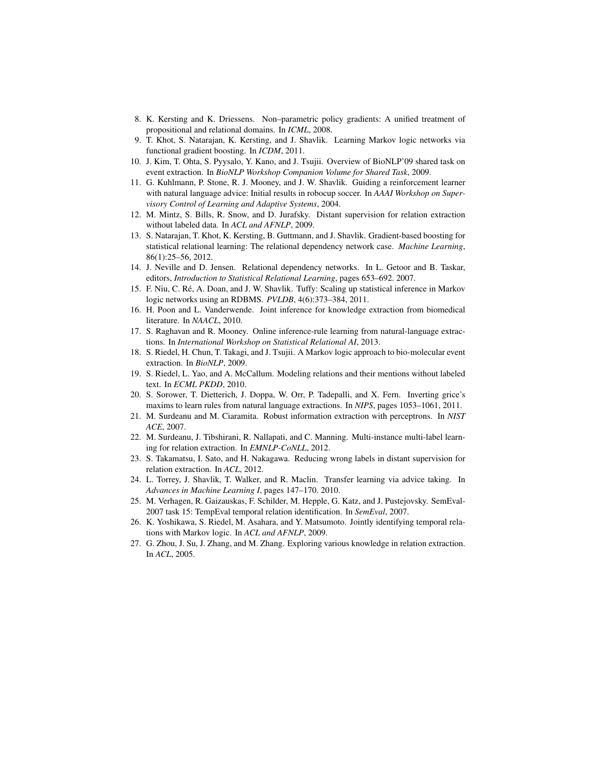8. K. Kersting and K. Driessens. Non–parametric policy gradients: A unified treatment of propositional and relational domains. In *ICML*, 2008.
9. T. Khot, S. Natarajan, K. Kersting, and J. Shavlik. Learning Markov logic networks via functional gradient boosting. In *ICDM*, 2011.
10. J. Kim, T. Ohta, S. Pyysalo, Y. Kano, and J. Tsujii. Overview of BioNLP'09 shared task on event extraction. In *BioNLP Workshop Companion Volume for Shared Task*, 2009.
11. G. Kuhlmann, P. Stone, R. J. Mooney, and J. W. Shavlik. Guiding a reinforcement learner with natural language advice: Initial results in robocup soccer. In *AAAI Workshop on Supervisory Control of Learning and Adaptive Systems*, 2004.
12. M. Mintz, S. Bills, R. Snow, and D. Jurafsky. Distant supervision for relation extraction without labeled data. In *ACL and AFNLP*, 2009.
13. S. Natarajan, T. Khot, K. Kersting, B. Guttmann, and J. Shavlik. Gradient-based boosting for statistical relational learning: The relational dependency network case. *Machine Learning*, 86(1):25–56, 2012.
14. J. Neville and D. Jensen. Relational dependency networks. In L. Getoor and B. Taskar, editors, *Introduction to Statistical Relational Learning*, pages 653–692. 2007.
15. F. Niu, C. Ré, A. Doan, and J. W. Shavlik. Tuffy: Scaling up statistical inference in Markov logic networks using an RDBMS. *PVLDB*, 4(6):373–384, 2011.
16. H. Poon and L. Vanderwende. Joint inference for knowledge extraction from biomedical literature. In *NAACL*, 2010.
17. S. Raghavan and R. Mooney. Online inference-rule learning from natural-language extractions. In *International Workshop on Statistical Relational AI*, 2013.
18. S. Riedel, H. Chun, T. Takagi, and J. Tsujii. A Markov logic approach to bio-molecular event extraction. In *BioNLP*, 2009.
19. S. Riedel, L. Yao, and A. McCallum. Modeling relations and their mentions without labeled text. In *ECML PKDD*, 2010.
20. S. Sorower, T. Dietterich, J. Doppa, W. Orr, P. Tadepalli, and X. Fern. Inverting grice's maxims to learn rules from natural language extractions. In *NIPS*, pages 1053–1061, 2011.
21. M. Surdeanu and M. Ciaramita. Robust information extraction with perceptrons. In *NIST ACE*, 2007.
22. M. Surdeanu, J. Tibshirani, R. Nallapati, and C. Manning. Multi-instance multi-label learning for relation extraction. In *EMNLP-CoNLL*, 2012.
23. S. Takamatsu, I. Sato, and H. Nakagawa. Reducing wrong labels in distant supervision for relation extraction. In *ACL*, 2012.
24. L. Torrey, J. Shavlik, T. Walker, and R. Maclin. Transfer learning via advice taking. In *Advances in Machine Learning I*, pages 147–170. 2010.
25. M. Verhagen, R. Gaizauskas, F. Schilder, M. Hepple, G. Katz, and J. Pustejovsky. SemEval-2007 task 15: TempEval temporal relation identification. In *SemEval*, 2007.
26. K. Yoshikawa, S. Riedel, M. Asahara, and Y. Matsumoto. Jointly identifying temporal relations with Markov logic. In *ACL and AFNLP*, 2009.
27. G. Zhou, J. Su, J. Zhang, and M. Zhang. Exploring various knowledge in relation extraction. In *ACL*, 2005.